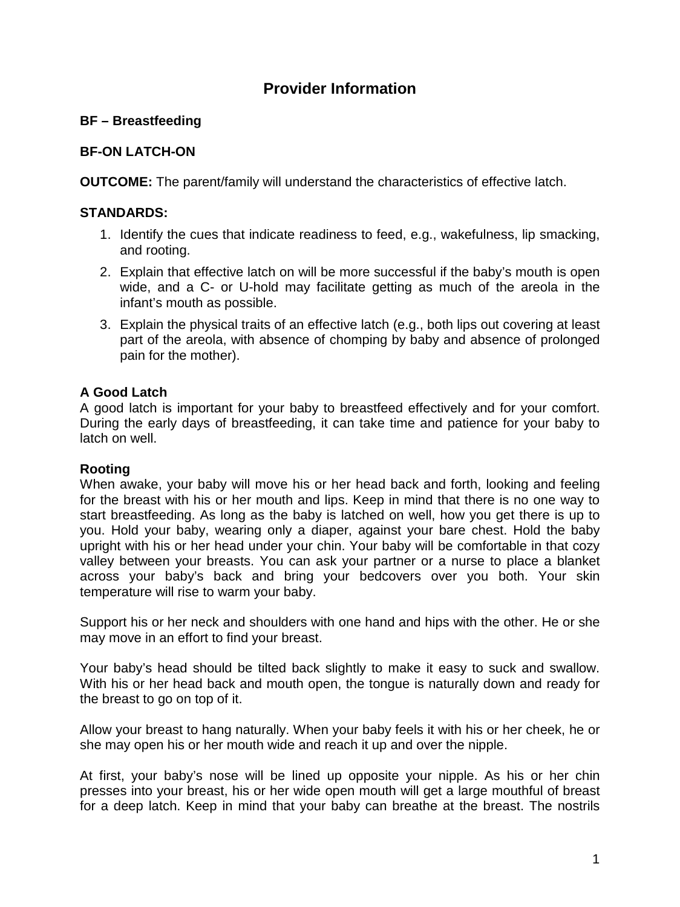# Provider Information

**BF – Breastfeeding**

**BF-ON LATCH-ON**

**OUTCOME:** The parent/family will understand the characteristics of effective latch.

**STANDARDS:**

1. Identify the cues that indicate readiness to feed, e.g., wakefulness, lip smacking, and rooting.
2. Explain that effective latch on will be more successful if the baby's mouth is open wide, and a C- or U-hold may facilitate getting as much of the areola in the infant's mouth as possible.
3. Explain the physical traits of an effective latch (e.g., both lips out covering at least part of the areola, with absence of chomping by baby and absence of prolonged pain for the mother).

**A Good Latch**
A good latch is important for your baby to breastfeed effectively and for your comfort. During the early days of breastfeeding, it can take time and patience for your baby to latch on well.

**Rooting**
When awake, your baby will move his or her head back and forth, looking and feeling for the breast with his or her mouth and lips. Keep in mind that there is no one way to start breastfeeding. As long as the baby is latched on well, how you get there is up to you. Hold your baby, wearing only a diaper, against your bare chest. Hold the baby upright with his or her head under your chin. Your baby will be comfortable in that cozy valley between your breasts. You can ask your partner or a nurse to place a blanket across your baby's back and bring your bedcovers over you both. Your skin temperature will rise to warm your baby.

Support his or her neck and shoulders with one hand and hips with the other. He or she may move in an effort to find your breast.

Your baby's head should be tilted back slightly to make it easy to suck and swallow. With his or her head back and mouth open, the tongue is naturally down and ready for the breast to go on top of it.

Allow your breast to hang naturally. When your baby feels it with his or her cheek, he or she may open his or her mouth wide and reach it up and over the nipple.

At first, your baby's nose will be lined up opposite your nipple. As his or her chin presses into your breast, his or her wide open mouth will get a large mouthful of breast for a deep latch. Keep in mind that your baby can breathe at the breast. The nostrils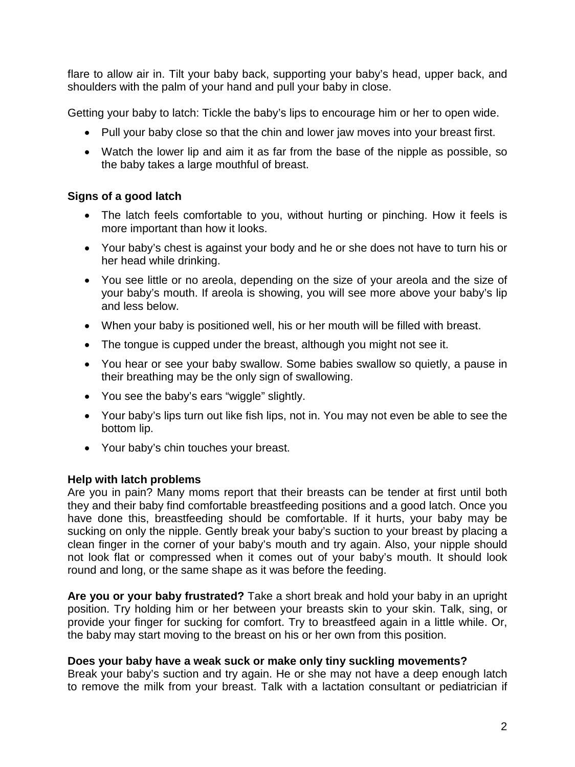flare to allow air in. Tilt your baby back, supporting your baby's head, upper back, and shoulders with the palm of your hand and pull your baby in close.

Getting your baby to latch: Tickle the baby's lips to encourage him or her to open wide.

- Pull your baby close so that the chin and lower jaw moves into your breast first.
- Watch the lower lip and aim it as far from the base of the nipple as possible, so the baby takes a large mouthful of breast.

**Signs of a good latch**

- The latch feels comfortable to you, without hurting or pinching. How it feels is more important than how it looks.
- Your baby's chest is against your body and he or she does not have to turn his or her head while drinking.
- You see little or no areola, depending on the size of your areola and the size of your baby's mouth. If areola is showing, you will see more above your baby's lip and less below.
- When your baby is positioned well, his or her mouth will be filled with breast.
- The tongue is cupped under the breast, although you might not see it.
- You hear or see your baby swallow. Some babies swallow so quietly, a pause in their breathing may be the only sign of swallowing.
- You see the baby's ears "wiggle" slightly.
- Your baby's lips turn out like fish lips, not in. You may not even be able to see the bottom lip.
- Your baby's chin touches your breast.

**Help with latch problems**

Are you in pain? Many moms report that their breasts can be tender at first until both they and their baby find comfortable breastfeeding positions and a good latch. Once you have done this, breastfeeding should be comfortable. If it hurts, your baby may be sucking on only the nipple. Gently break your baby's suction to your breast by placing a clean finger in the corner of your baby's mouth and try again. Also, your nipple should not look flat or compressed when it comes out of your baby's mouth. It should look round and long, or the same shape as it was before the feeding.

**Are you or your baby frustrated?** Take a short break and hold your baby in an upright position. Try holding him or her between your breasts skin to your skin. Talk, sing, or provide your finger for sucking for comfort. Try to breastfeed again in a little while. Or, the baby may start moving to the breast on his or her own from this position.

**Does your baby have a weak suck or make only tiny suckling movements?**

Break your baby's suction and try again. He or she may not have a deep enough latch to remove the milk from your breast. Talk with a lactation consultant or pediatrician if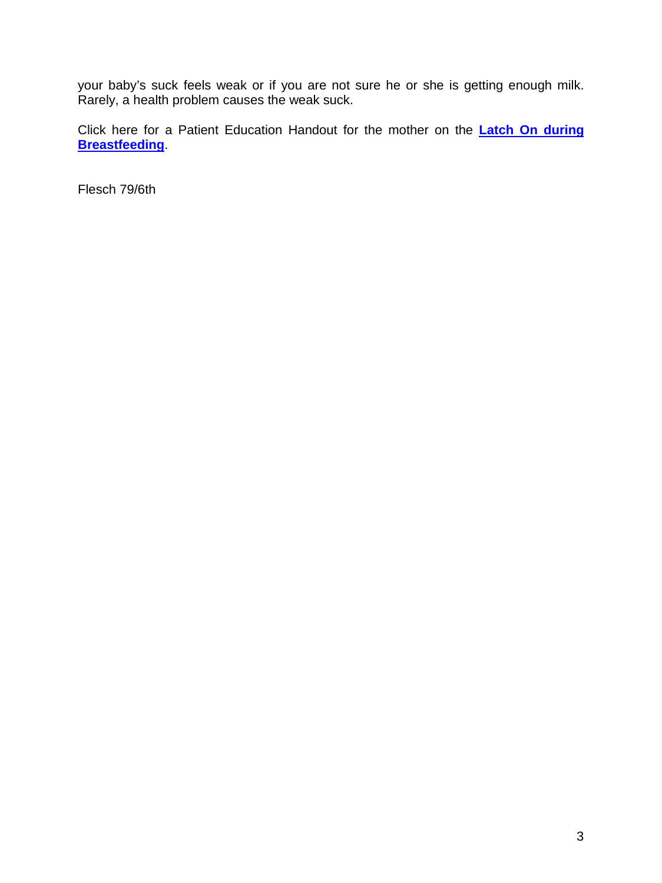your baby's suck feels weak or if you are not sure he or she is getting enough milk. Rarely, a health problem causes the weak suck.

Click here for a Patient Education Handout for the mother on the **Latch On during Breastfeeding**.

Flesch 79/6th